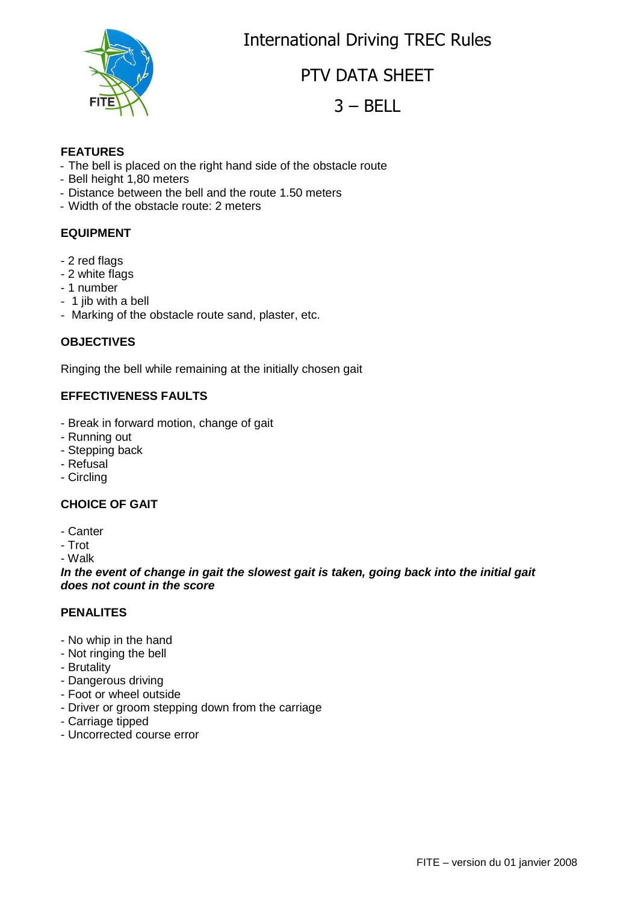# International Driving TREC Rules

## PTV DATA SHEET

## 3 – BELL

### FEATURES

- The bell is placed on the right hand side of the obstacle route
- Bell height 1,80 meters
- Distance between the bell and the route 1.50 meters
- Width of the obstacle route: 2 meters

### EQUIPMENT

- 2 red flags
- 2 white flags
- 1 number
- 1 jib with a bell
- Marking of the obstacle route sand, plaster, etc.

### OBJECTIVES

Ringing the bell while remaining at the initially chosen gait

### EFFECTIVENESS FAULTS

- Break in forward motion, change of gait
- Running out
- Stepping back
- Refusal
- Circling

### CHOICE OF GAIT

- Canter
- Trot
- Walk

***In the event of change in gait the slowest gait is taken, going back into the initial gait does not count in the score***

### PENALITES

- No whip in the hand
- Not ringing the bell
- Brutality
- Dangerous driving
- Foot or wheel outside
- Driver or groom stepping down from the carriage
- Carriage tipped
- Uncorrected course error

FITE – version du 01 janvier 2008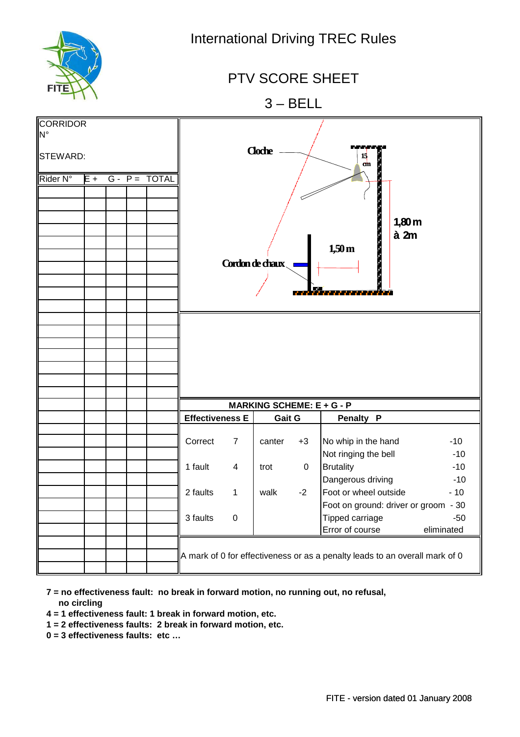International Driving TREC Rules

# PTV SCORE SHEET

## 3 – BELL

CORRIDOR
N°

STEWARD:

| Rider N° | E + | G - | P = | TOTAL |
|---|---|---|---|---|
| | | | | |
| | | | | |
| | | | | |
| | | | | |
| | | | | |
| | | | | |
| | | | | |
| | | | | |
| | | | | |
| | | | | |
| | | | | |
| | | | | |
| | | | | |
| | | | | |
| | | | | |
| | | | | |
| | | | | |
| | | | | |
| | | | | |
| | | | | |
| | | | | |
| | | | | |
| | | | | |
| | | | | |
| | | | | |
| | | | | |
| | | | | |
| | | | | |
| | | | | |
| | | | | |
| | | | | |

Cloche
15 cm
1,80 m
à 2m
1,50 m
Cordon de chaux

**MARKING SCHEME: E + G - P**

| Effectiveness E | | Gait G | | Penalty P | |
|---|---|---|---|---|---|
| Correct | 7 | canter | +3 | No whip in the hand | -10 |
| | | | | Not ringing the bell | -10 |
| 1 fault | 4 | trot | 0 | Brutality | -10 |
| | | | | Dangerous driving | -10 |
| 2 faults | 1 | walk | -2 | Foot or wheel outside | - 10 |
| | | | | Foot on ground: driver or groom | - 30 |
| 3 faults | 0 | | | Tipped carriage | -50 |
| | | | | Error of course | eliminated |

A mark of 0 for effectiveness or as a penalty leads to an overall mark of 0

**7 = no effectiveness fault: no break in forward motion, no running out, no refusal, no circling**
**4 = 1 effectiveness fault: 1 break in forward motion, etc.**
**1 = 2 effectiveness faults: 2 break in forward motion, etc.**
**0 = 3 effectiveness faults: etc …**

FITE - version dated 01 January 2008